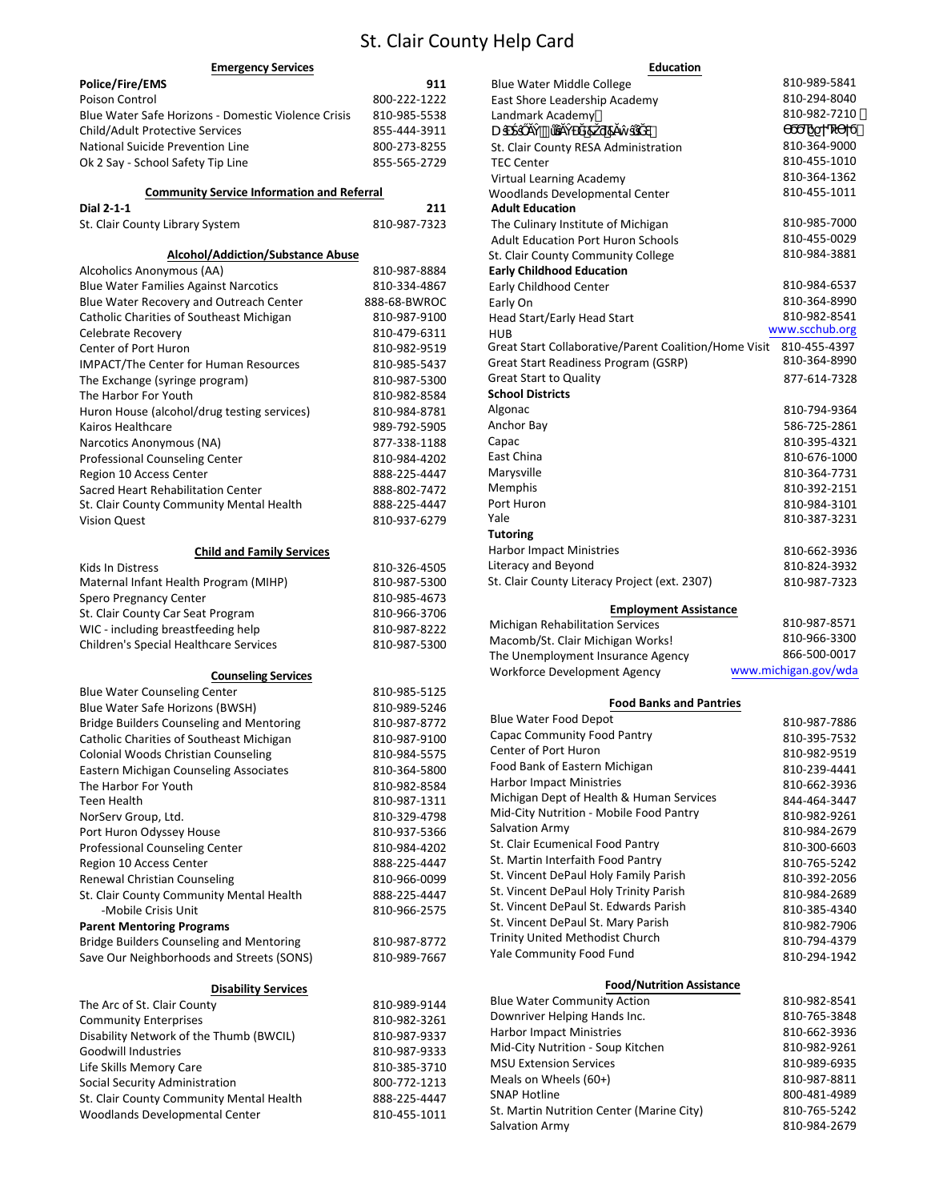# St. Clair County Help Card

## Emergency Services

| | |
|---|---|
| **Police/Fire/EMS** | **911** |
| Poison Control | 800-222-1222 |
| Blue Water Safe Horizons - Domestic Violence Crisis | 810-985-5538 |
| Child/Adult Protective Services | 855-444-3911 |
| National Suicide Prevention Line | 800-273-8255 |
| Ok 2 Say - School Safety Tip Line | 855-565-2729 |

## Community Service Information and Referral

| | |
|---|---|
| **Dial 2-1-1** | **211** |
| St. Clair County Library System | 810-987-7323 |

## Alcohol/Addiction/Substance Abuse

| | |
|---|---|
| Alcoholics Anonymous (AA) | 810-987-8884 |
| Blue Water Families Against Narcotics | 810-334-4867 |
| Blue Water Recovery and Outreach Center | 888-68-BWROC |
| Catholic Charities of Southeast Michigan | 810-987-9100 |
| Celebrate Recovery | 810-479-6311 |
| Center of Port Huron | 810-982-9519 |
| IMPACT/The Center for Human Resources | 810-985-5437 |
| The Exchange (syringe program) | 810-987-5300 |
| The Harbor For Youth | 810-982-8584 |
| Huron House (alcohol/drug testing services) | 810-984-8781 |
| Kairos Healthcare | 989-792-5905 |
| Narcotics Anonymous (NA) | 877-338-1188 |
| Professional Counseling Center | 810-984-4202 |
| Region 10 Access Center | 888-225-4447 |
| Sacred Heart Rehabilitation Center | 888-802-7472 |
| St. Clair County Community Mental Health | 888-225-4447 |
| Vision Quest | 810-937-6279 |

## Child and Family Services

| | |
|---|---|
| Kids In Distress | 810-326-4505 |
| Maternal Infant Health Program (MIHP) | 810-987-5300 |
| Spero Pregnancy Center | 810-985-4673 |
| St. Clair County Car Seat Program | 810-966-3706 |
| WIC - including breastfeeding help | 810-987-8222 |
| Children's Special Healthcare Services | 810-987-5300 |

## Counseling Services

| | |
|---|---|
| Blue Water Counseling Center | 810-985-5125 |
| Blue Water Safe Horizons (BWSH) | 810-989-5246 |
| Bridge Builders Counseling and Mentoring | 810-987-8772 |
| Catholic Charities of Southeast Michigan | 810-987-9100 |
| Colonial Woods Christian Counseling | 810-984-5575 |
| Eastern Michigan Counseling Associates | 810-364-5800 |
| The Harbor For Youth | 810-982-8584 |
| Teen Health | 810-987-1311 |
| NorServ Group, Ltd. | 810-329-4798 |
| Port Huron Odyssey House | 810-937-5366 |
| Professional Counseling Center | 810-984-4202 |
| Region 10 Access Center | 888-225-4447 |
| Renewal Christian Counseling | 810-966-0099 |
| St. Clair County Community Mental Health | 888-225-4447 |
| -Mobile Crisis Unit | 810-966-2575 |
| **Parent Mentoring Programs** | |
| Bridge Builders Counseling and Mentoring | 810-987-8772 |
| Save Our Neighborhoods and Streets (SONS) | 810-989-7667 |

## Disability Services

| | |
|---|---|
| The Arc of St. Clair County | 810-989-9144 |
| Community Enterprises | 810-982-3261 |
| Disability Network of the Thumb (BWCIL) | 810-987-9337 |
| Goodwill Industries | 810-987-9333 |
| Life Skills Memory Care | 810-385-3710 |
| Social Security Administration | 800-772-1213 |
| St. Clair County Community Mental Health | 888-225-4447 |
| Woodlands Developmental Center | 810-455-1011 |

## Education

| | |
|---|---|
| Blue Water Middle College | 810-989-5841 |
| East Shore Leadership Academy | 810-294-8040 |
| Landmark Academy | 810-982-7210 |
| DSSŐŸ ÜŸÝĞŽŞŴŠĞ | ĞĞŰĞ˘ŘĞ |
| St. Clair County RESA Administration | 810-364-9000 |
| TEC Center | 810-455-1010 |
| Virtual Learning Academy | 810-364-1362 |
| Woodlands Developmental Center | 810-455-1011 |
| **Adult Education** | |
| The Culinary Institute of Michigan | 810-985-7000 |
| Adult Education Port Huron Schools | 810-455-0029 |
| St. Clair County Community College | 810-984-3881 |
| **Early Childhood Education** | |
| Early Childhood Center | 810-984-6537 |
| Early On | 810-364-8990 |
| Head Start/Early Head Start | 810-982-8541 |
| HUB | www.scchub.org |
| Great Start Collaborative/Parent Coalition/Home Visit | 810-455-4397 |
| Great Start Readiness Program (GSRP) | 810-364-8990 |
| Great Start to Quality | 877-614-7328 |
| **School Districts** | |
| Algonac | 810-794-9364 |
| Anchor Bay | 586-725-2861 |
| Capac | 810-395-4321 |
| East China | 810-676-1000 |
| Marysville | 810-364-7731 |
| Memphis | 810-392-2151 |
| Port Huron | 810-984-3101 |
| Yale | 810-387-3231 |
| **Tutoring** | |
| Harbor Impact Ministries | 810-662-3936 |
| Literacy and Beyond | 810-824-3932 |
| St. Clair County Literacy Project (ext. 2307) | 810-987-7323 |

## Employment Assistance

| | |
|---|---|
| Michigan Rehabilitation Services | 810-987-8571 |
| Macomb/St. Clair Michigan Works! | 810-966-3300 |
| The Unemployment Insurance Agency | 866-500-0017 |
| Workforce Development Agency | www.michigan.gov/wda |

## Food Banks and Pantries

| | |
|---|---|
| Blue Water Food Depot | 810-987-7886 |
| Capac Community Food Pantry | 810-395-7532 |
| Center of Port Huron | 810-982-9519 |
| Food Bank of Eastern Michigan | 810-239-4441 |
| Harbor Impact Ministries | 810-662-3936 |
| Michigan Dept of Health & Human Services | 844-464-3447 |
| Mid-City Nutrition - Mobile Food Pantry | 810-982-9261 |
| Salvation Army | 810-984-2679 |
| St. Clair Ecumenical Food Pantry | 810-300-6603 |
| St. Martin Interfaith Food Pantry | 810-765-5242 |
| St. Vincent DePaul Holy Family Parish | 810-392-2056 |
| St. Vincent DePaul Holy Trinity Parish | 810-984-2689 |
| St. Vincent DePaul St. Edwards Parish | 810-385-4340 |
| St. Vincent DePaul St. Mary Parish | 810-982-7906 |
| Trinity United Methodist Church | 810-794-4379 |
| Yale Community Food Fund | 810-294-1942 |

## Food/Nutrition Assistance

| | |
|---|---|
| Blue Water Community Action | 810-982-8541 |
| Downriver Helping Hands Inc. | 810-765-3848 |
| Harbor Impact Ministries | 810-662-3936 |
| Mid-City Nutrition - Soup Kitchen | 810-982-9261 |
| MSU Extension Services | 810-989-6935 |
| Meals on Wheels (60+) | 810-987-8811 |
| SNAP Hotline | 800-481-4989 |
| St. Martin Nutrition Center (Marine City) | 810-765-5242 |
| Salvation Army | 810-984-2679 |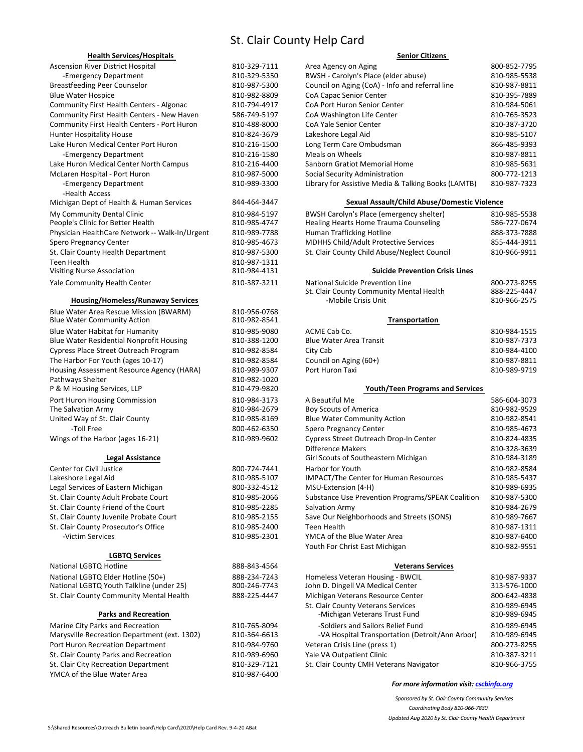# St. Clair County Help Card

## Health Services/Hospitals

| | |
|---|---|
| Ascension River District Hospital | 810-329-7111 |
| -Emergency Department | 810-329-5350 |
| Breastfeeding Peer Counselor | 810-987-5300 |
| Blue Water Hospice | 810-982-8809 |
| Community First Health Centers - Algonac | 810-794-4917 |
| Community First Health Centers - New Haven | 586-749-5197 |
| Community First Health Centers - Port Huron | 810-488-8000 |
| Hunter Hospitality House | 810-824-3679 |
| Lake Huron Medical Center Port Huron | 810-216-1500 |
| -Emergency Department | 810-216-1580 |
| Lake Huron Medical Center North Campus | 810-216-4400 |
| McLaren Hospital - Port Huron | 810-987-5000 |
| -Emergency Department | 810-989-3300 |
| -Health Access | |
| Michigan Dept of Health & Human Services | 844-464-3447 |
| My Community Dental Clinic | 810-984-5197 |
| People's Clinic for Better Health | 810-985-4747 |
| Physician HealthCare Network -- Walk-In/Urgent | 810-989-7788 |
| Spero Pregnancy Center | 810-985-4673 |
| St. Clair County Health Department | 810-987-5300 |
| Teen Health | 810-987-1311 |
| Visiting Nurse Association | 810-984-4131 |
| Yale Community Health Center | 810-387-3211 |

## Housing/Homeless/Runaway Services

| | |
|---|---|
| Blue Water Area Rescue Mission (BWARM) | 810-956-0768 |
| Blue Water Community Action | 810-982-8541 |
| Blue Water Habitat for Humanity | 810-985-9080 |
| Blue Water Residential Nonprofit Housing | 810-388-1200 |
| Cypress Place Street Outreach Program | 810-982-8584 |
| The Harbor For Youth (ages 10-17) | 810-982-8584 |
| Housing Assessment Resource Agency (HARA) | 810-989-9307 |
| Pathways Shelter | 810-982-1020 |
| P & M Housing Services, LLP | 810-479-9820 |
| Port Huron Housing Commission | 810-984-3173 |
| The Salvation Army | 810-984-2679 |
| United Way of St. Clair County | 810-985-8169 |
| -Toll Free | 800-462-6350 |
| Wings of the Harbor (ages 16-21) | 810-989-9602 |

## Legal Assistance

| | |
|---|---|
| Center for Civil Justice | 800-724-7441 |
| Lakeshore Legal Aid | 810-985-5107 |
| Legal Services of Eastern Michigan | 800-332-4512 |
| St. Clair County Adult Probate Court | 810-985-2066 |
| St. Clair County Friend of the Court | 810-985-2285 |
| St. Clair County Juvenile Probate Court | 810-985-2155 |
| St. Clair County Prosecutor's Office | 810-985-2400 |
| -Victim Services | 810-985-2301 |

## LGBTQ Services

| | |
|---|---|
| National LGBTQ Hotline | 888-843-4564 |
| National LGBTQ Elder Hotline (50+) | 888-234-7243 |
| National LGBTQ Youth Talkline (under 25) | 800-246-7743 |
| St. Clair County Community Mental Health | 888-225-4447 |

## Parks and Recreation

| | |
|---|---|
| Marine City Parks and Recreation | 810-765-8094 |
| Marysville Recreation Department (ext. 1302) | 810-364-6613 |
| Port Huron Recreation Department | 810-984-9760 |
| St. Clair County Parks and Recreation | 810-989-6960 |
| St. Clair City Recreation Department | 810-329-7121 |
| YMCA of the Blue Water Area | 810-987-6400 |

## Senior Citizens

| | |
|---|---|
| Area Agency on Aging | 800-852-7795 |
| BWSH - Carolyn's Place (elder abuse) | 810-985-5538 |
| Council on Aging (CoA) - Info and referral line | 810-987-8811 |
| CoA Capac Senior Center | 810-395-7889 |
| CoA Port Huron Senior Center | 810-984-5061 |
| CoA Washington Life Center | 810-765-3523 |
| CoA Yale Senior Center | 810-387-3720 |
| Lakeshore Legal Aid | 810-985-5107 |
| Long Term Care Ombudsman | 866-485-9393 |
| Meals on Wheels | 810-987-8811 |
| Sanborn Gratiot Memorial Home | 810-985-5631 |
| Social Security Administration | 800-772-1213 |
| Library for Assistive Media & Talking Books (LAMTB) | 810-987-7323 |

## Sexual Assault/Child Abuse/Domestic Violence

| | |
|---|---|
| BWSH Carolyn's Place (emergency shelter) | 810-985-5538 |
| Healing Hearts Home Trauma Counseling | 586-727-0674 |
| Human Trafficking Hotline | 888-373-7888 |
| MDHHS Child/Adult Protective Services | 855-444-3911 |
| St. Clair County Child Abuse/Neglect Council | 810-966-9911 |

## Suicide Prevention Crisis Lines

| | |
|---|---|
| National Suicide Prevention Line | 800-273-8255 |
| St. Clair County Community Mental Health | 888-225-4447 |
| -Mobile Crisis Unit | 810-966-2575 |

## Transportation

| | |
|---|---|
| ACME Cab Co. | 810-984-1515 |
| Blue Water Area Transit | 810-987-7373 |
| City Cab | 810-984-4100 |
| Council on Aging (60+) | 810-987-8811 |
| Port Huron Taxi | 810-989-9719 |

## Youth/Teen Programs and Services

| | |
|---|---|
| A Beautiful Me | 586-604-3073 |
| Boy Scouts of America | 810-982-9529 |
| Blue Water Community Action | 810-982-8541 |
| Spero Pregnancy Center | 810-985-4673 |
| Cypress Street Outreach Drop-In Center | 810-824-4835 |
| Difference Makers | 810-328-3639 |
| Girl Scouts of Southeastern Michigan | 810-984-3189 |
| Harbor for Youth | 810-982-8584 |
| IMPACT/The Center for Human Resources | 810-985-5437 |
| MSU-Extension (4-H) | 810-989-6935 |
| Substance Use Prevention Programs/SPEAK Coalition | 810-987-5300 |
| Salvation Army | 810-984-2679 |
| Save Our Neighborhoods and Streets (SONS) | 810-989-7667 |
| Teen Health | 810-987-1311 |
| YMCA of the Blue Water Area | 810-987-6400 |
| Youth For Christ East Michigan | 810-982-9551 |

## Veterans Services

| | |
|---|---|
| Homeless Veteran Housing - BWCIL | 810-987-9337 |
| John D. Dingell VA Medical Center | 313-576-1000 |
| Michigan Veterans Resource Center | 800-642-4838 |
| St. Clair County Veterans Services | 810-989-6945 |
| -Michigan Veterans Trust Fund | 810-989-6945 |
| -Soldiers and Sailors Relief Fund | 810-989-6945 |
| -VA Hospital Transportation (Detroit/Ann Arbor) | 810-989-6945 |
| Veteran Crisis Line (press 1) | 800-273-8255 |
| Yale VA Outpatient Clinic | 810-387-3211 |
| St. Clair County CMH Veterans Navigator | 810-966-3755 |

***For more information visit: cscbinfo.org***

*Sponsored by St. Clair County Community Services*
*Coordinating Body 810-966-7830*
*Updated Aug 2020 by St. Clair County Health Department*

S:\Shared Resources\Outreach Bulletin board\Help Card\2020\Help Card Rev. 9-4-20 ABat